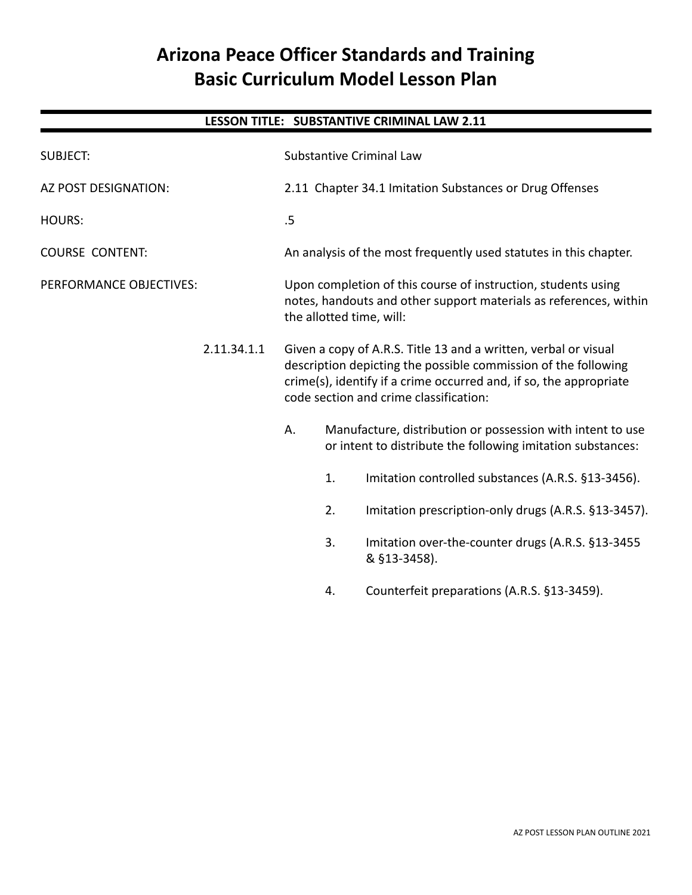# Arizona Peace Officer Standards and Training Basic Curriculum Model Lesson Plan

## LESSON TITLE: SUBSTANTIVE CRIMINAL LAW 2.11

**SUBJECT:** Substantive Criminal Law

**AZ POST DESIGNATION:** 2.11 Chapter 34.1 Imitation Substances or Drug Offenses

**HOURS:** .5

**COURSE CONTENT:** An analysis of the most frequently used statutes in this chapter.

**PERFORMANCE OBJECTIVES:** Upon completion of this course of instruction, students using notes, handouts and other support materials as references, within the allotted time, will:

2.11.34.1.1 Given a copy of A.R.S. Title 13 and a written, verbal or visual description depicting the possible commission of the following crime(s), identify if a crime occurred and, if so, the appropriate code section and crime classification:

A. Manufacture, distribution or possession with intent to use or intent to distribute the following imitation substances:

1. Imitation controlled substances (A.R.S. §13-3456).
2. Imitation prescription-only drugs (A.R.S. §13-3457).
3. Imitation over-the-counter drugs (A.R.S. §13-3455 & §13-3458).
4. Counterfeit preparations (A.R.S. §13-3459).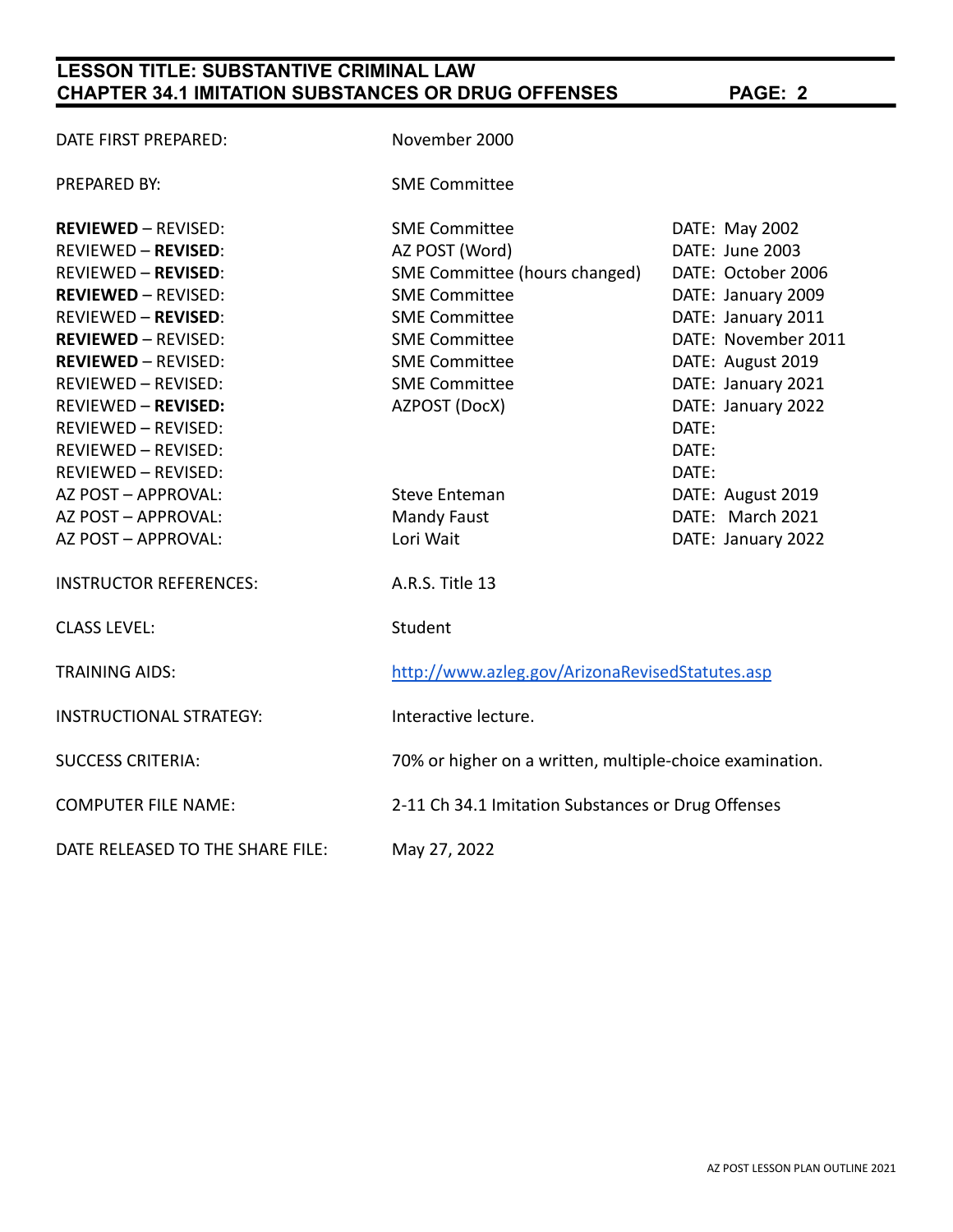| | | |
|---|---|---|
| DATE FIRST PREPARED: | November 2000 | |
| PREPARED BY: | SME Committee | |
| **REVIEWED** – REVISED: | SME Committee | DATE: May 2002 |
| REVIEWED – **REVISED**: | AZ POST (Word) | DATE: June 2003 |
| REVIEWED – **REVISED**: | SME Committee (hours changed) | DATE: October 2006 |
| **REVIEWED** – REVISED: | SME Committee | DATE: January 2009 |
| REVIEWED – **REVISED**: | SME Committee | DATE: January 2011 |
| **REVIEWED** – REVISED: | SME Committee | DATE: November 2011 |
| **REVIEWED** – REVISED: | SME Committee | DATE: August 2019 |
| REVIEWED – REVISED: | SME Committee | DATE: January 2021 |
| REVIEWED – **REVISED:** | AZPOST (DocX) | DATE: January 2022 |
| REVIEWED – REVISED: | | DATE: |
| REVIEWED – REVISED: | | DATE: |
| REVIEWED – REVISED: | | DATE: |
| AZ POST – APPROVAL: | Steve Enteman | DATE: August 2019 |
| AZ POST – APPROVAL: | Mandy Faust | DATE: March 2021 |
| AZ POST – APPROVAL: | Lori Wait | DATE: January 2022 |
| INSTRUCTOR REFERENCES: | A.R.S. Title 13 | |
| CLASS LEVEL: | Student | |
| TRAINING AIDS: | http://www.azleg.gov/ArizonaRevisedStatutes.asp | |
| INSTRUCTIONAL STRATEGY: | Interactive lecture. | |
| SUCCESS CRITERIA: | 70% or higher on a written, multiple-choice examination. | |
| COMPUTER FILE NAME: | 2-11 Ch 34.1 Imitation Substances or Drug Offenses | |
| DATE RELEASED TO THE SHARE FILE: | May 27, 2022 | |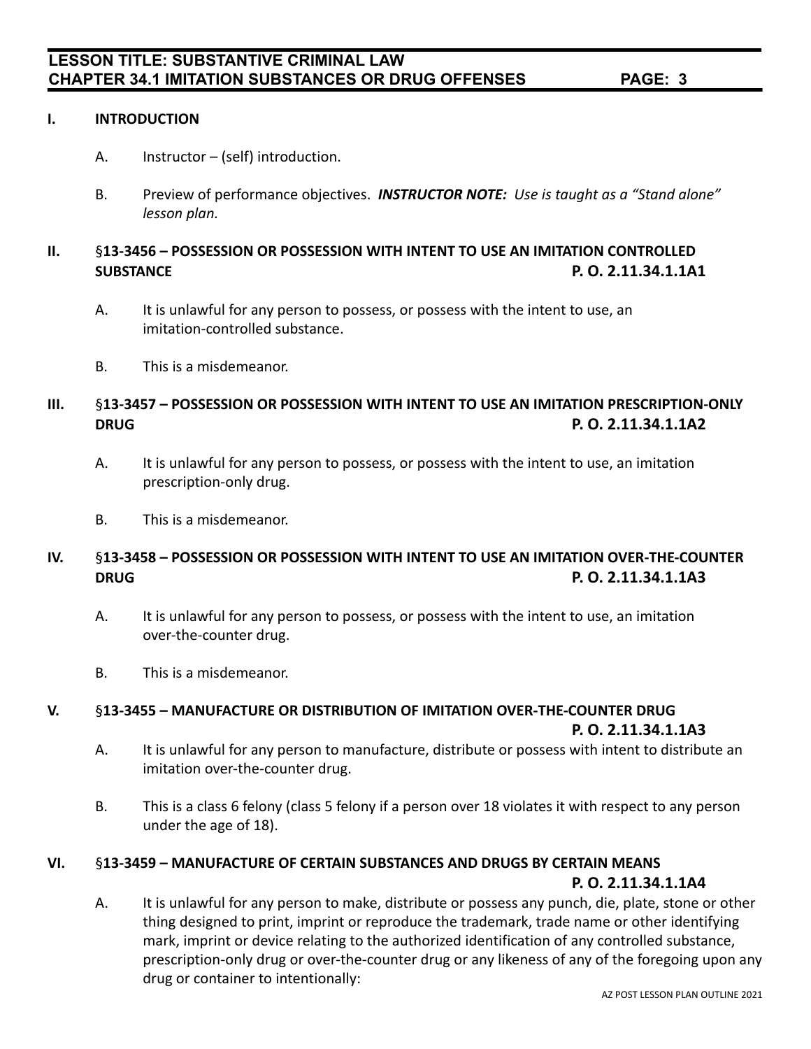## I. INTRODUCTION

A. Instructor – (self) introduction.

B. Preview of performance objectives. ***INSTRUCTOR NOTE:*** *Use is taught as a "Stand alone" lesson plan.*

## II. §13-3456 – POSSESSION OR POSSESSION WITH INTENT TO USE AN IMITATION CONTROLLED SUBSTANCE **P. O. 2.11.34.1.1A1**

A. It is unlawful for any person to possess, or possess with the intent to use, an imitation-controlled substance.

B. This is a misdemeanor.

## III. §13-3457 – POSSESSION OR POSSESSION WITH INTENT TO USE AN IMITATION PRESCRIPTION-ONLY DRUG **P. O. 2.11.34.1.1A2**

A. It is unlawful for any person to possess, or possess with the intent to use, an imitation prescription-only drug.

B. This is a misdemeanor.

## IV. §13-3458 – POSSESSION OR POSSESSION WITH INTENT TO USE AN IMITATION OVER-THE-COUNTER DRUG **P. O. 2.11.34.1.1A3**

A. It is unlawful for any person to possess, or possess with the intent to use, an imitation over-the-counter drug.

B. This is a misdemeanor.

## V. §13-3455 – MANUFACTURE OR DISTRIBUTION OF IMITATION OVER-THE-COUNTER DRUG **P. O. 2.11.34.1.1A3**

A. It is unlawful for any person to manufacture, distribute or possess with intent to distribute an imitation over-the-counter drug.

B. This is a class 6 felony (class 5 felony if a person over 18 violates it with respect to any person under the age of 18).

## VI. §13-3459 – MANUFACTURE OF CERTAIN SUBSTANCES AND DRUGS BY CERTAIN MEANS **P. O. 2.11.34.1.1A4**

A. It is unlawful for any person to make, distribute or possess any punch, die, plate, stone or other thing designed to print, imprint or reproduce the trademark, trade name or other identifying mark, imprint or device relating to the authorized identification of any controlled substance, prescription-only drug or over-the-counter drug or any likeness of any of the foregoing upon any drug or container to intentionally: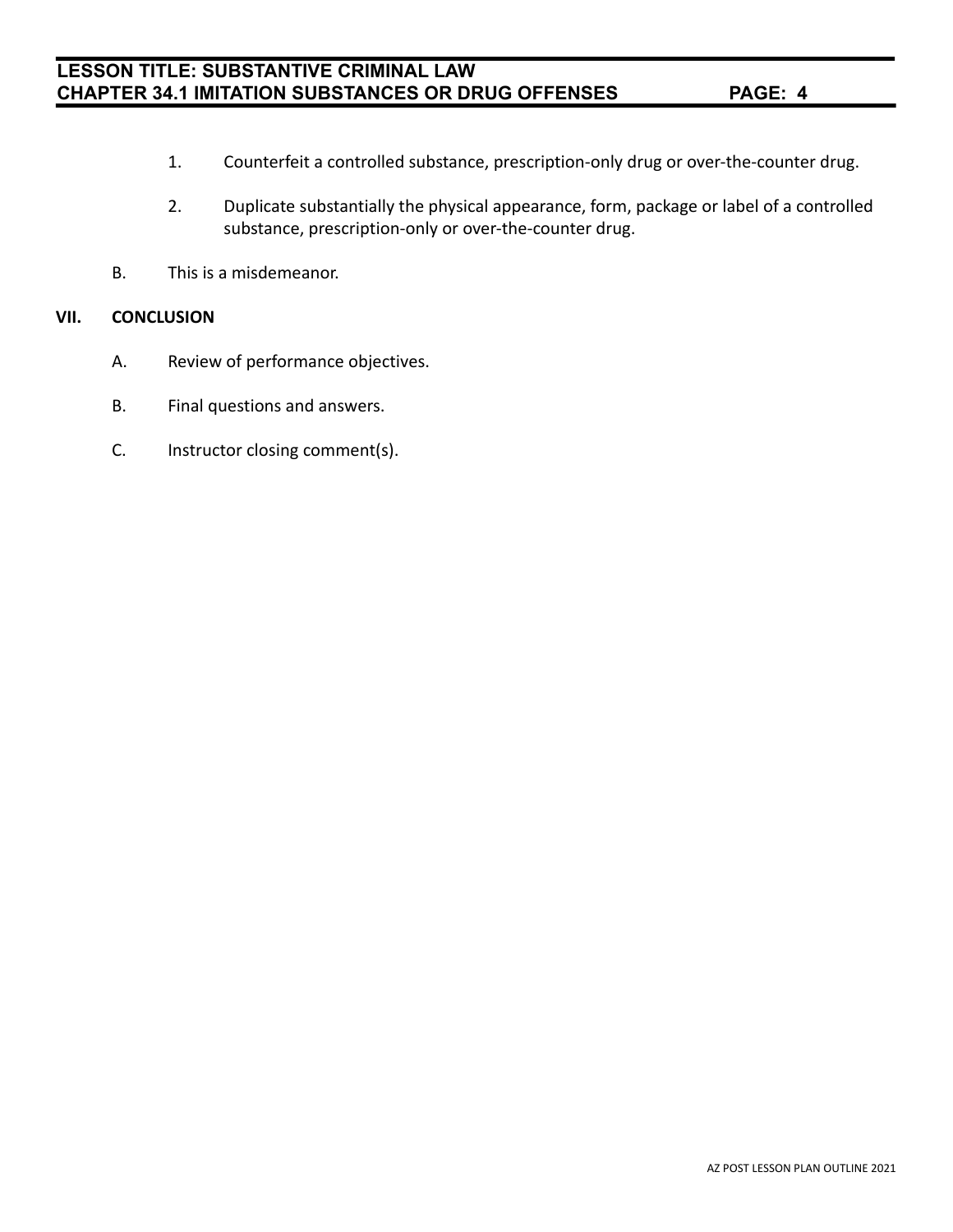1. Counterfeit a controlled substance, prescription-only drug or over-the-counter drug.

2. Duplicate substantially the physical appearance, form, package or label of a controlled substance, prescription-only or over-the-counter drug.

B. This is a misdemeanor.

## VII. CONCLUSION

A. Review of performance objectives.

B. Final questions and answers.

C. Instructor closing comment(s).